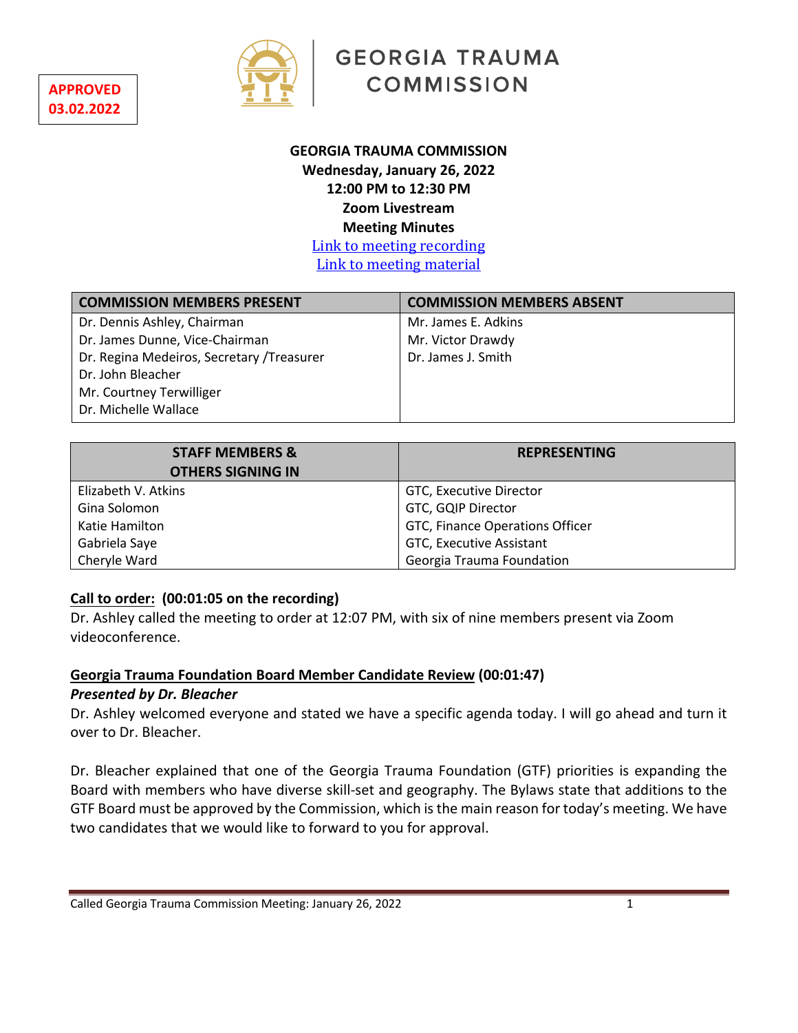APPROVED
03.02.2022

GEORGIA TRAUMA COMMISSION

# GEORGIA TRAUMA COMMISSION

**Wednesday, January 26, 2022**
**12:00 PM to 12:30 PM**
**Zoom Livestream**
**Meeting Minutes**

[Link to meeting recording]
[Link to meeting material]

| COMMISSION MEMBERS PRESENT | COMMISSION MEMBERS ABSENT |
|---|---|
| Dr. Dennis Ashley, Chairman | Mr. James E. Adkins |
| Dr. James Dunne, Vice-Chairman | Mr. Victor Drawdy |
| Dr. Regina Medeiros, Secretary /Treasurer | Dr. James J. Smith |
| Dr. John Bleacher | |
| Mr. Courtney Terwilliger | |
| Dr. Michelle Wallace | |

| STAFF MEMBERS & OTHERS SIGNING IN | REPRESENTING |
|---|---|
| Elizabeth V. Atkins | GTC, Executive Director |
| Gina Solomon | GTC, GQIP Director |
| Katie Hamilton | GTC, Finance Operations Officer |
| Gabriela Saye | GTC, Executive Assistant |
| Cheryle Ward | Georgia Trauma Foundation |

## Call to order: (00:01:05 on the recording)

Dr. Ashley called the meeting to order at 12:07 PM, with six of nine members present via Zoom videoconference.

## Georgia Trauma Foundation Board Member Candidate Review (00:01:47)

***Presented by Dr. Bleacher***

Dr. Ashley welcomed everyone and stated we have a specific agenda today. I will go ahead and turn it over to Dr. Bleacher.

Dr. Bleacher explained that one of the Georgia Trauma Foundation (GTF) priorities is expanding the Board with members who have diverse skill-set and geography. The Bylaws state that additions to the GTF Board must be approved by the Commission, which is the main reason for today's meeting. We have two candidates that we would like to forward to you for approval.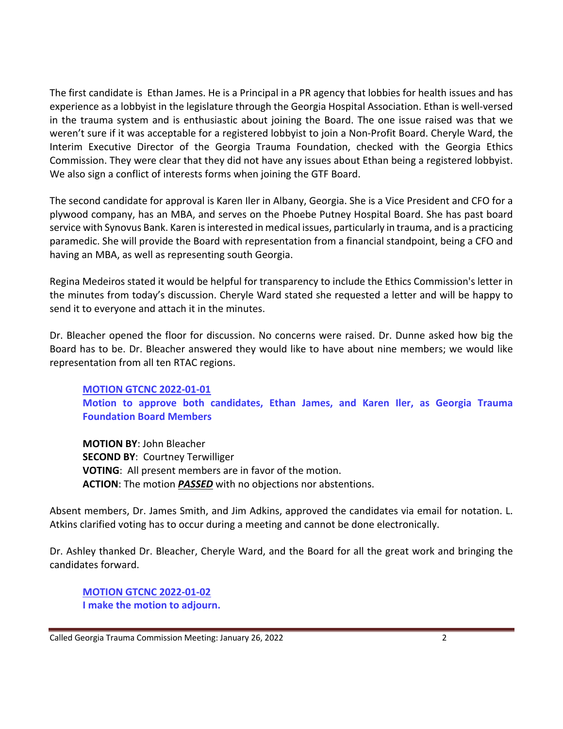The first candidate is Ethan James. He is a Principal in a PR agency that lobbies for health issues and has experience as a lobbyist in the legislature through the Georgia Hospital Association. Ethan is well-versed in the trauma system and is enthusiastic about joining the Board. The one issue raised was that we weren't sure if it was acceptable for a registered lobbyist to join a Non-Profit Board. Cheryle Ward, the Interim Executive Director of the Georgia Trauma Foundation, checked with the Georgia Ethics Commission. They were clear that they did not have any issues about Ethan being a registered lobbyist. We also sign a conflict of interests forms when joining the GTF Board.

The second candidate for approval is Karen Iler in Albany, Georgia. She is a Vice President and CFO for a plywood company, has an MBA, and serves on the Phoebe Putney Hospital Board. She has past board service with Synovus Bank. Karen is interested in medical issues, particularly in trauma, and is a practicing paramedic. She will provide the Board with representation from a financial standpoint, being a CFO and having an MBA, as well as representing south Georgia.

Regina Medeiros stated it would be helpful for transparency to include the Ethics Commission's letter in the minutes from today's discussion. Cheryle Ward stated she requested a letter and will be happy to send it to everyone and attach it in the minutes.

Dr. Bleacher opened the floor for discussion. No concerns were raised. Dr. Dunne asked how big the Board has to be. Dr. Bleacher answered they would like to have about nine members; we would like representation from all ten RTAC regions.

**MOTION GTCNC 2022-01-01**
**Motion to approve both candidates, Ethan James, and Karen Iler, as Georgia Trauma Foundation Board Members**

**MOTION BY**: John Bleacher
**SECOND BY**: Courtney Terwilliger
**VOTING**: All present members are in favor of the motion.
**ACTION**: The motion ***PASSED*** with no objections nor abstentions.

Absent members, Dr. James Smith, and Jim Adkins, approved the candidates via email for notation. L. Atkins clarified voting has to occur during a meeting and cannot be done electronically.

Dr. Ashley thanked Dr. Bleacher, Cheryle Ward, and the Board for all the great work and bringing the candidates forward.

**MOTION GTCNC 2022-01-02**
**I make the motion to adjourn.**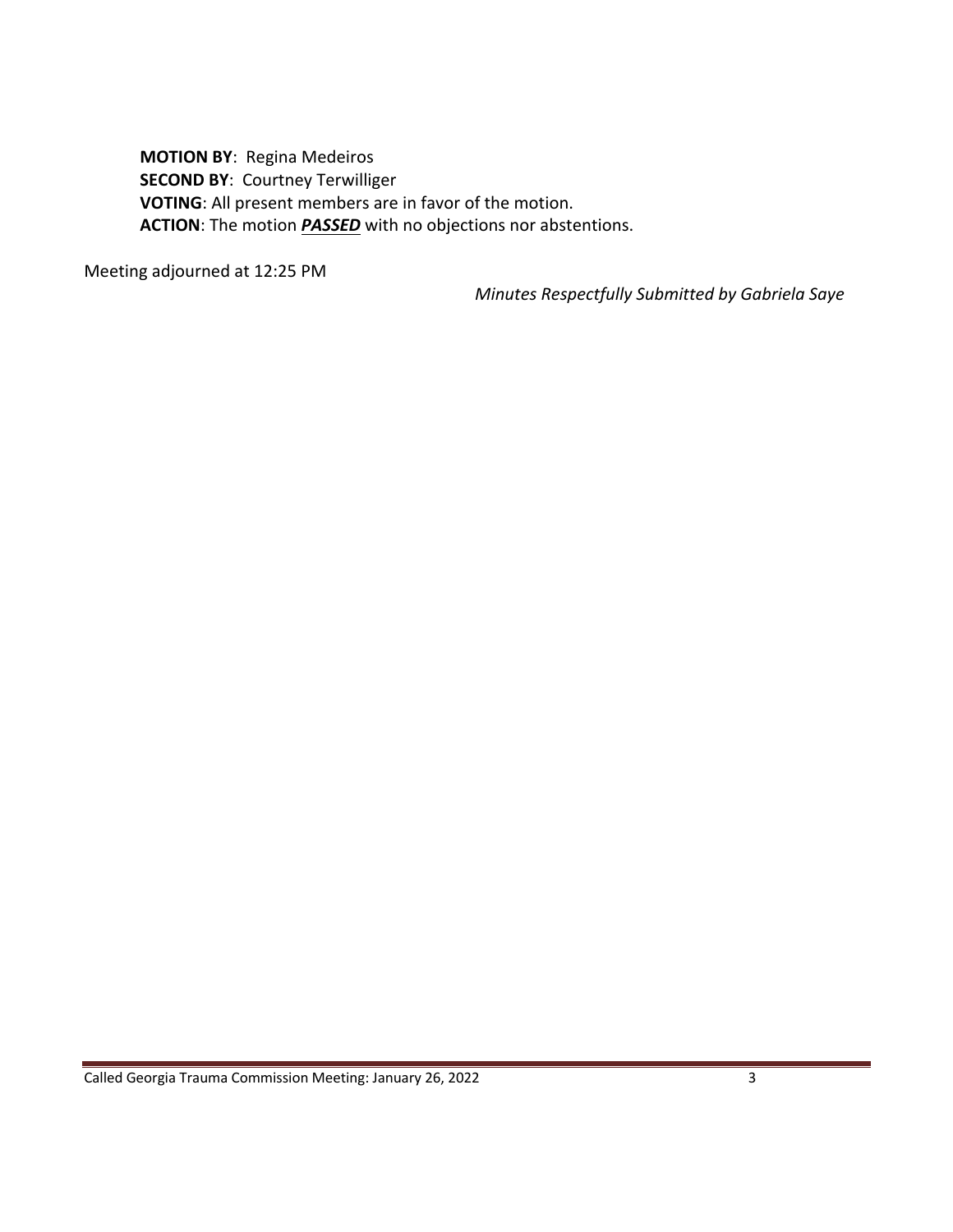**MOTION BY**: Regina Medeiros
**SECOND BY**: Courtney Terwilliger
**VOTING**: All present members are in favor of the motion.
**ACTION**: The motion ***PASSED*** with no objections nor abstentions.

Meeting adjourned at 12:25 PM

*Minutes Respectfully Submitted by Gabriela Saye*